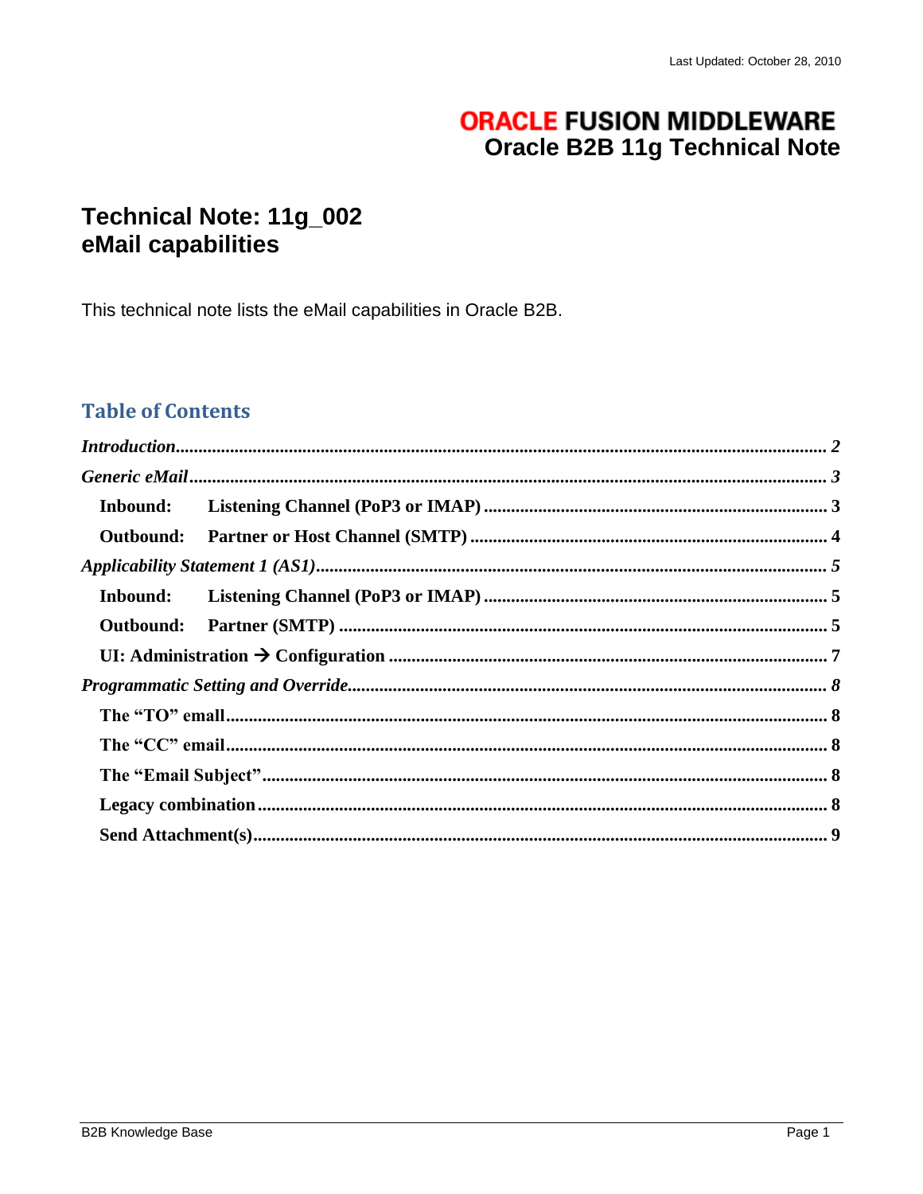Last Updated: October 28, 2010

**ORACLE FUSION MIDDLEWARE**
**Oracle B2B 11g Technical Note**

# Technical Note: 11g_002
# eMail capabilities

This technical note lists the eMail capabilities in Oracle B2B.

## Table of Contents

*Introduction* .......... 2
*Generic eMail* .......... 3
- **Inbound: Listening Channel (PoP3 or IMAP)** .......... 3
- **Outbound: Partner or Host Channel (SMTP)** .......... 4

*Applicability Statement 1 (AS1)* .......... 5
- **Inbound: Listening Channel (PoP3 or IMAP)** .......... 5
- **Outbound: Partner (SMTP)** .......... 5
- **UI: Administration → Configuration** .......... 7

*Programmatic Setting and Override* .......... 8
- **The "TO" email** .......... 8
- **The "CC" email** .......... 8
- **The "Email Subject"** .......... 8
- **Legacy combination** .......... 8
- **Send Attachment(s)** .......... 9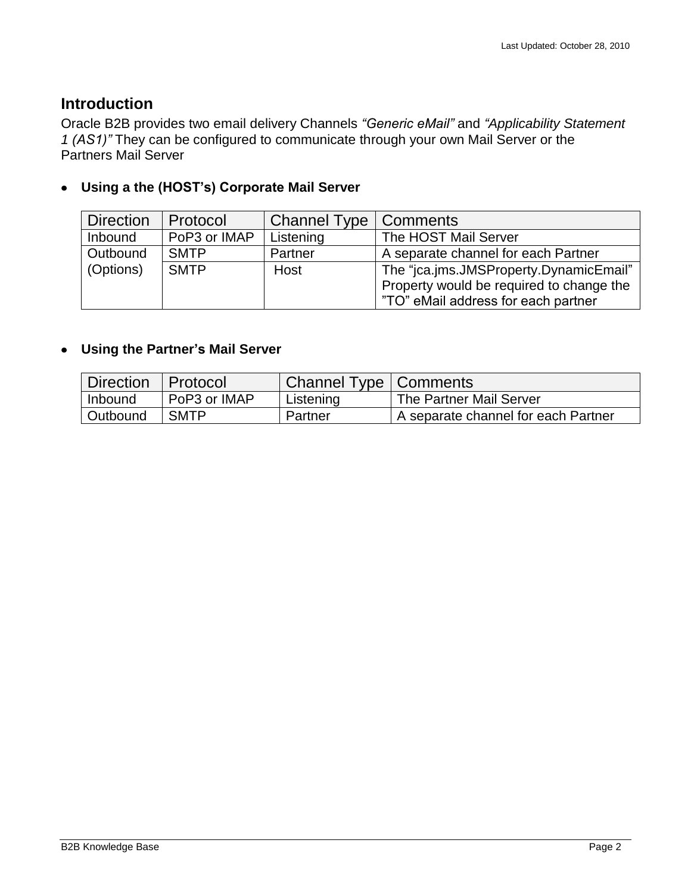## Introduction

Oracle B2B provides two email delivery Channels *"Generic eMail"* and *"Applicability Statement 1 (AS1)"* They can be configured to communicate through your own Mail Server or the Partners Mail Server

- **Using a the (HOST's) Corporate Mail Server**

| Direction | Protocol | Channel Type | Comments |
|---|---|---|---|
| Inbound | PoP3 or IMAP | Listening | The HOST Mail Server |
| Outbound (Options) | SMTP | Partner | A separate channel for each Partner |
| | SMTP | Host | The "jca.jms.JMSProperty.DynamicEmail" Property would be required to change the "TO" eMail address for each partner |

- **Using the Partner's Mail Server**

| Direction | Protocol | Channel Type | Comments |
|---|---|---|---|
| Inbound | PoP3 or IMAP | Listening | The Partner Mail Server |
| Outbound | SMTP | Partner | A separate channel for each Partner |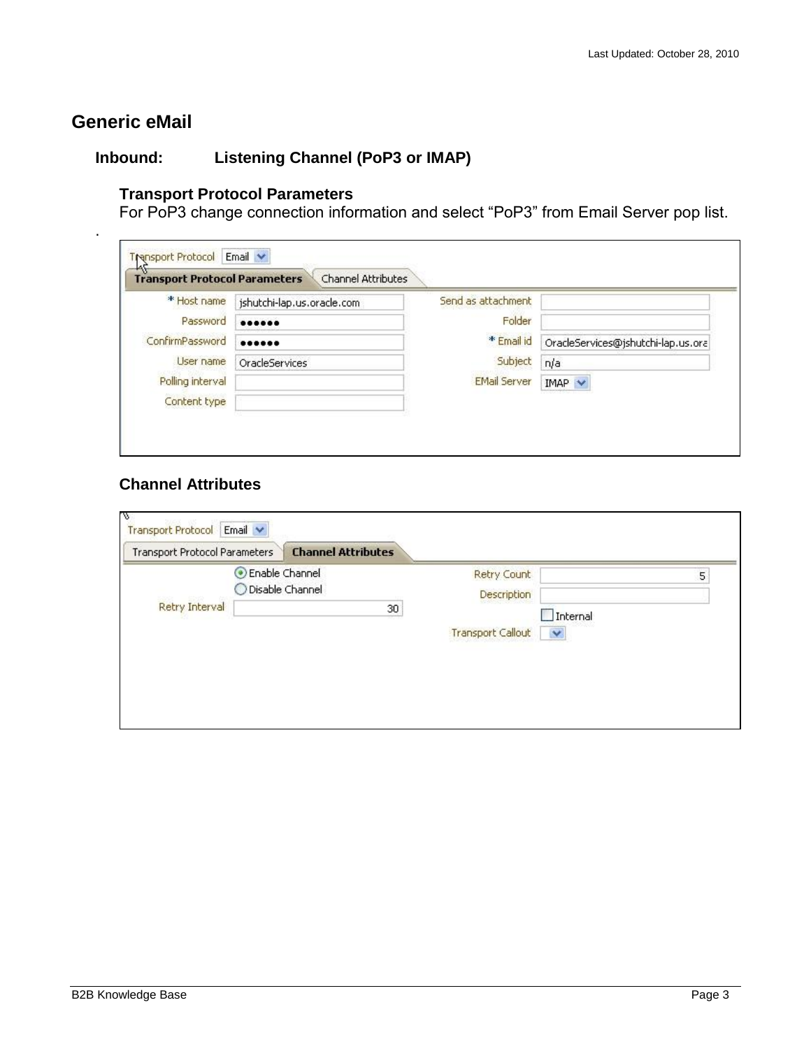# Generic eMail

## Inbound: Listening Channel (PoP3 or IMAP)

### Transport Protocol Parameters

For PoP3 change connection information and select "PoP3" from Email Server pop list.

.

Transport Protocol: Email

**Transport Protocol Parameters** | Channel Attributes

| Field | Value | Field | Value |
|---|---|---|---|
| * Host name | jshutchi-lap.us.oracle.com | Send as attachment | |
| Password | •••••• | Folder | |
| ConfirmPassword | •••••• | * Email id | OracleServices@jshutchi-lap.us.ora |
| User name | OracleServices | Subject | n/a |
| Polling interval | | EMail Server | IMAP |
| Content type | | | |

### Channel Attributes

Transport Protocol: Email

Transport Protocol Parameters | **Channel Attributes**

| Field | Value | Field | Value |
|---|---|---|---|
| | (•) Enable Channel / ( ) Disable Channel | Retry Count | 5 |
| Retry Interval | 30 | Description | |
| | | | [ ] Internal |
| | | Transport Callout | |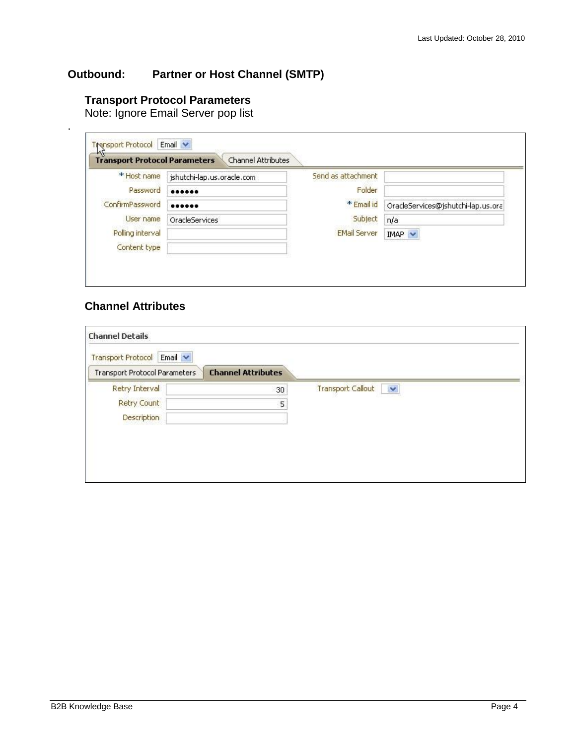## Outbound: Partner or Host Channel (SMTP)

### Transport Protocol Parameters

Note: Ignore Email Server pop list

.

Transport Protocol: Email

**Transport Protocol Parameters** | Channel Attributes

| Field | Value | Field | Value |
| --- | --- | --- | --- |
| * Host name | jshutchi-lap.us.oracle.com | Send as attachment | |
| Password | •••••• | Folder | |
| ConfirmPassword | •••••• | * Email id | OracleServices@jshutchi-lap.us.ora |
| User name | OracleServices | Subject | n/a |
| Polling interval | | EMail Server | IMAP |
| Content type | | | |

### Channel Attributes

Channel Details

Transport Protocol: Email

Transport Protocol Parameters | **Channel Attributes**

| Field | Value | Field | Value |
| --- | --- | --- | --- |
| Retry Interval | 30 | Transport Callout | |
| Retry Count | 5 | | |
| Description | | | |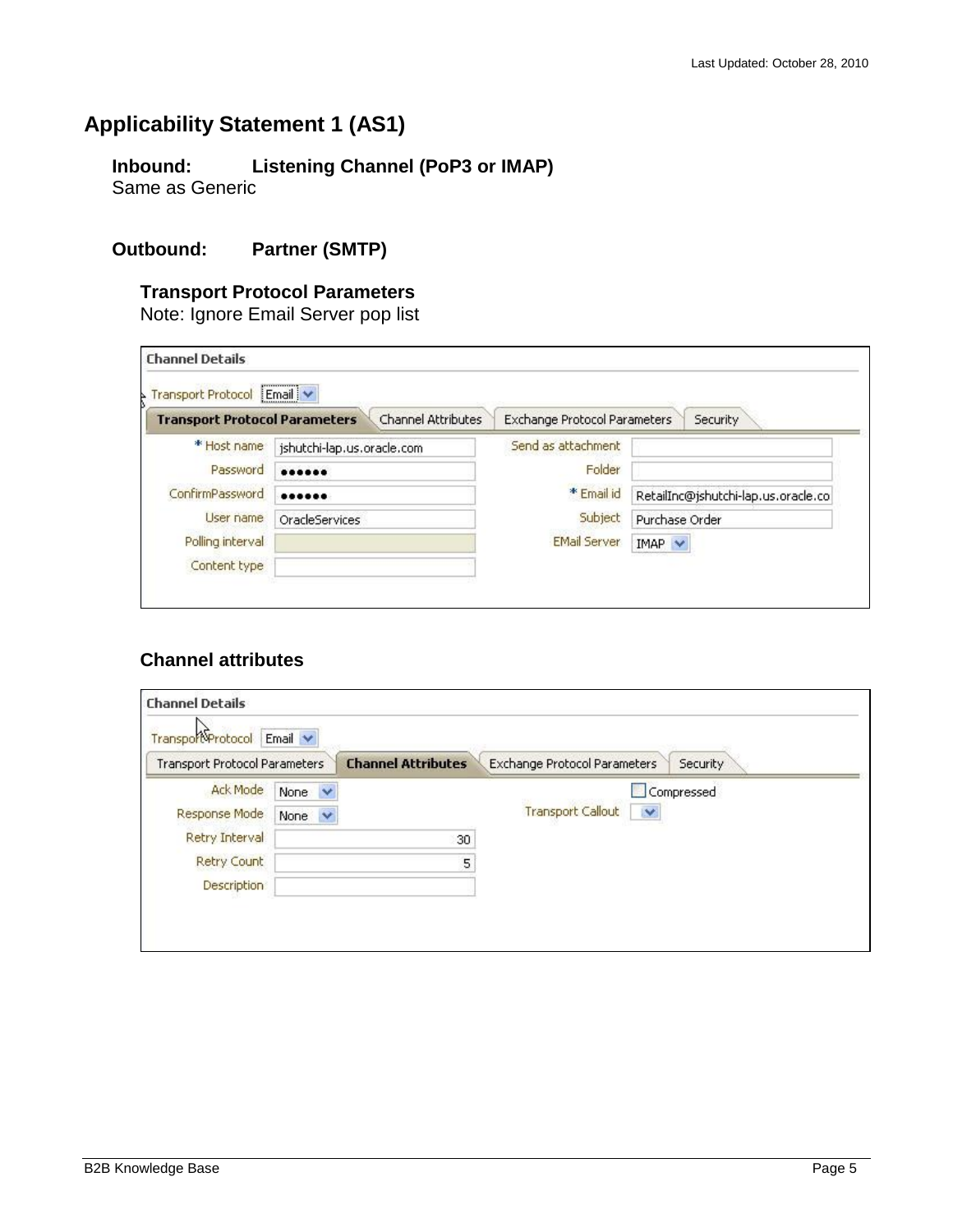# Applicability Statement 1 (AS1)

## Inbound: Listening Channel (PoP3 or IMAP)

Same as Generic

## Outbound: Partner (SMTP)

### Transport Protocol Parameters

Note: Ignore Email Server pop list

### Channel attributes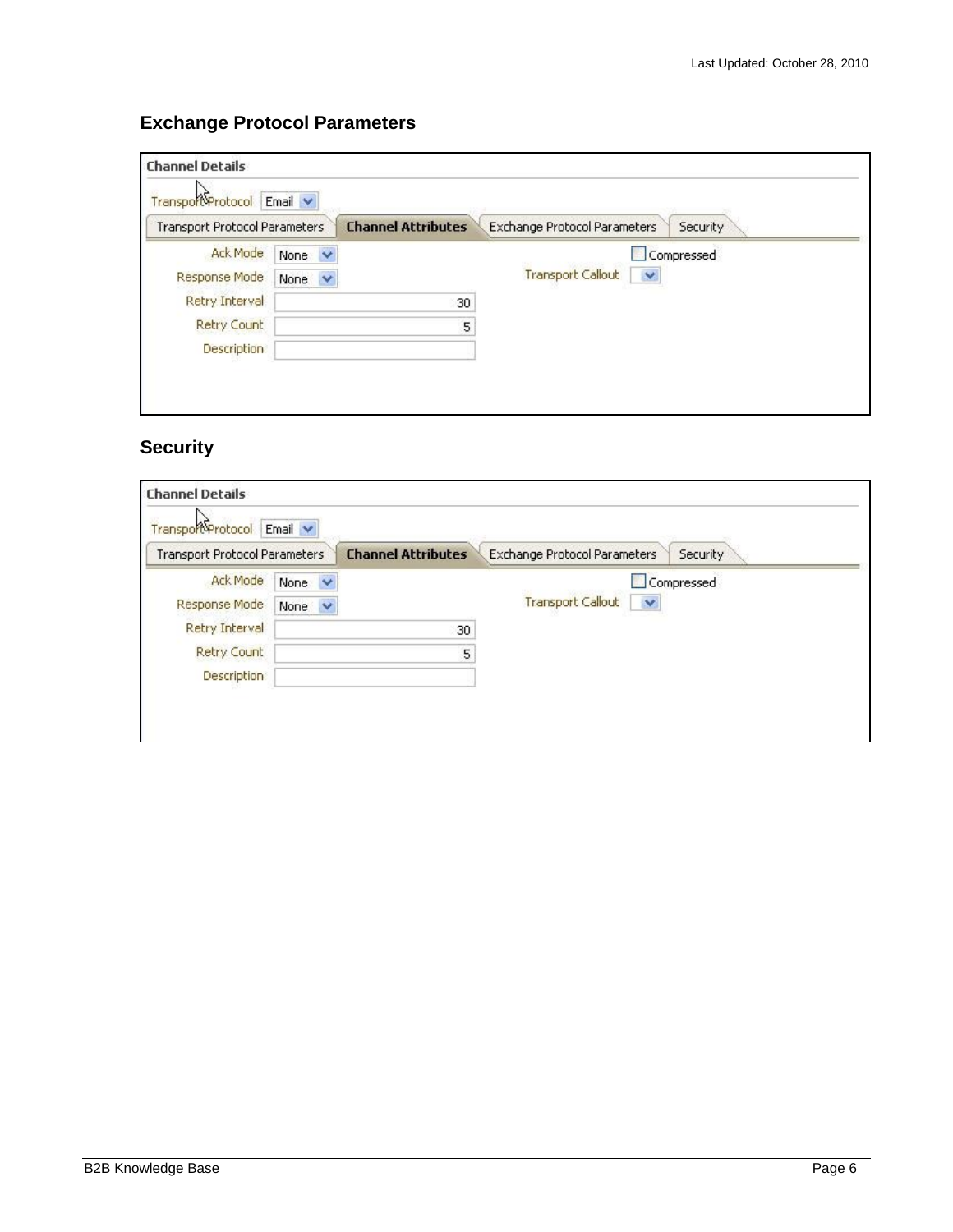### Exchange Protocol Parameters

**Channel Details**

Transport Protocol: Email

Transport Protocol Parameters | **Channel Attributes** | Exchange Protocol Parameters | Security

- Ack Mode: None
- Response Mode: None
- Retry Interval: 30
- Retry Count: 5
- Description:
- Compressed: ☐
- Transport Callout:

### Security

**Channel Details**

Transport Protocol: Email

Transport Protocol Parameters | **Channel Attributes** | Exchange Protocol Parameters | Security

- Ack Mode: None
- Response Mode: None
- Retry Interval: 30
- Retry Count: 5
- Description:
- Compressed: ☐
- Transport Callout: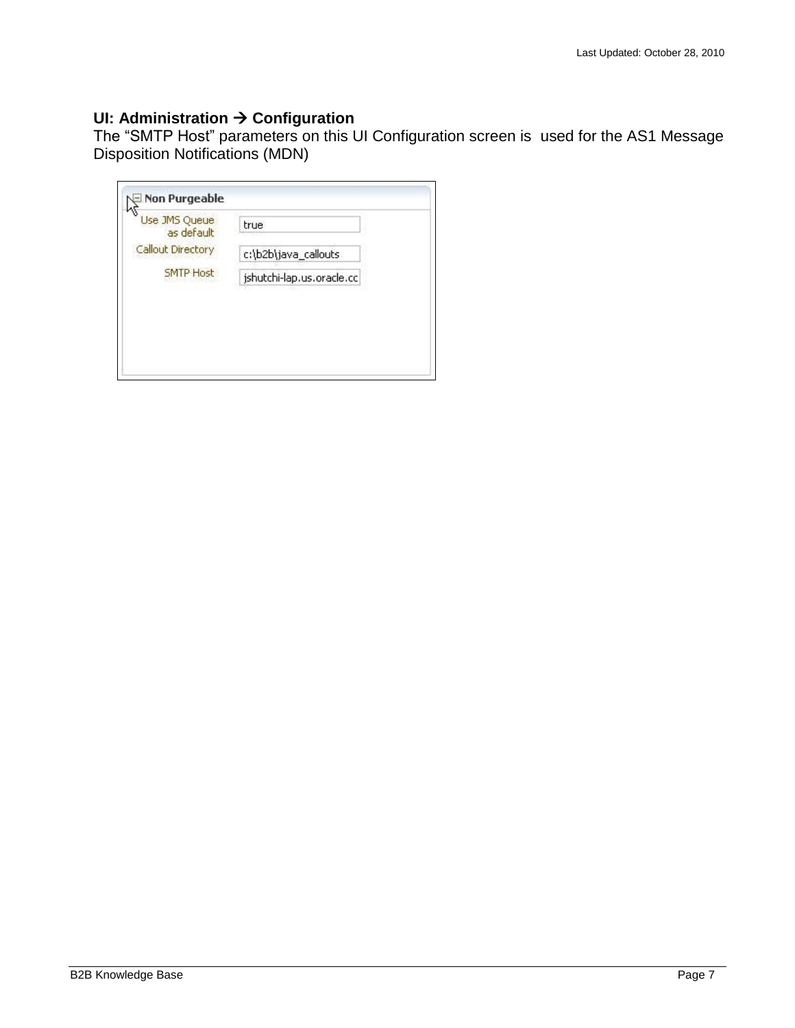**UI: Administration → Configuration**

The "SMTP Host" parameters on this UI Configuration screen is used for the AS1 Message Disposition Notifications (MDN)

| Non Purgeable | |
|---|---|
| Use JMS Queue as default | true |
| Callout Directory | c:\b2b\java_callouts |
| SMTP Host | jshutchi-lap.us.oracle.cc |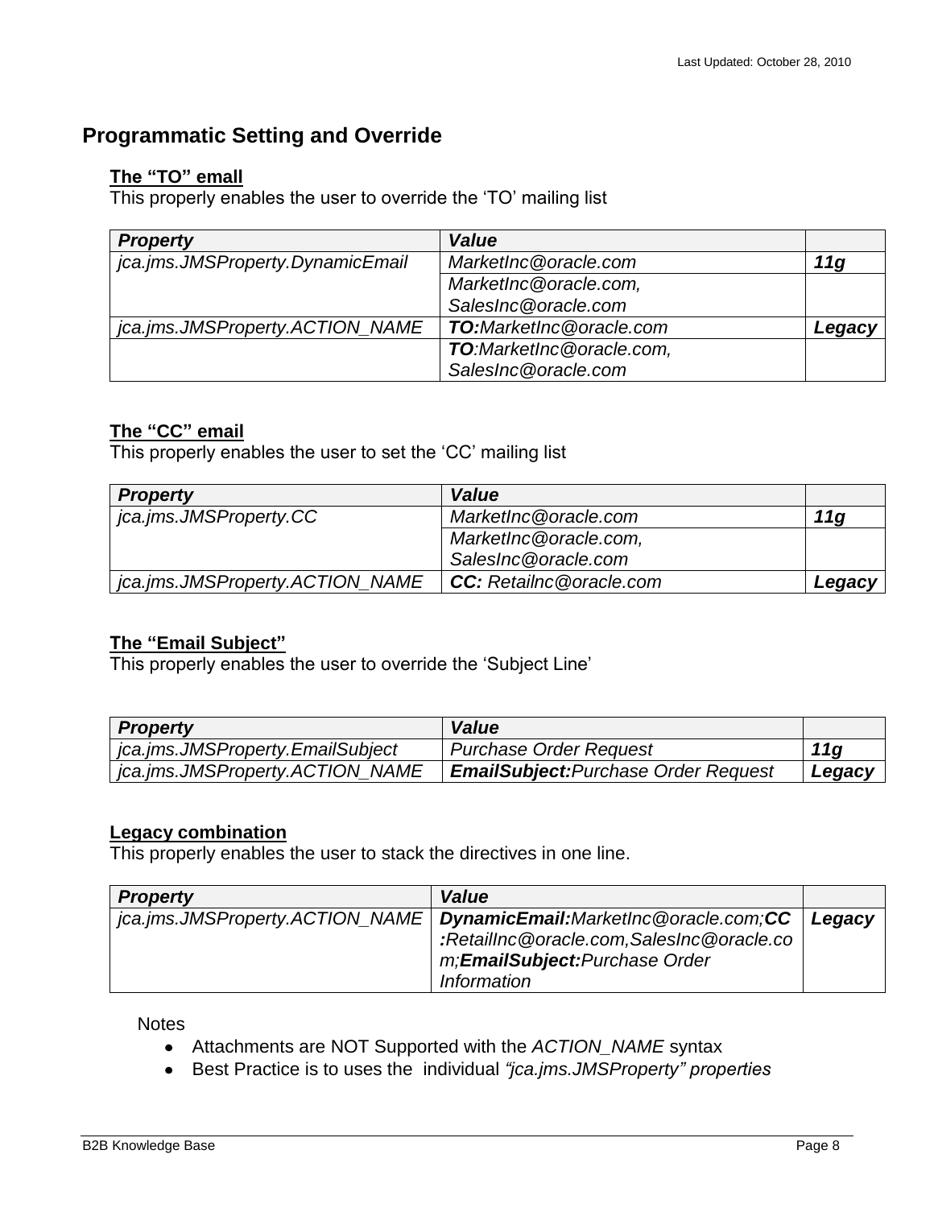## Programmatic Setting and Override

**The "TO" emall**

This properly enables the user to override the 'TO' mailing list

| ***Property*** | ***Value*** | |
|---|---|---|
| *jca.jms.JMSProperty.DynamicEmail* | *MarketInc@oracle.com* | ***11g*** |
| | *MarketInc@oracle.com, SalesInc@oracle.com* | |
| *jca.jms.JMSProperty.ACTION_NAME* | ***TO:****MarketInc@oracle.com* | ***Legacy*** |
| | ***TO****:MarketInc@oracle.com, SalesInc@oracle.com* | |

**The "CC" email**

This properly enables the user to set the 'CC' mailing list

| ***Property*** | ***Value*** | |
|---|---|---|
| *jca.jms.JMSProperty.CC* | *MarketInc@oracle.com* | ***11g*** |
| | *MarketInc@oracle.com, SalesInc@oracle.com* | |
| *jca.jms.JMSProperty.ACTION_NAME* | ***CC:*** *Retailnc@oracle.com* | ***Legacy*** |

**The "Email Subject"**

This properly enables the user to override the 'Subject Line'

| ***Property*** | ***Value*** | |
|---|---|---|
| *jca.jms.JMSProperty.EmailSubject* | *Purchase Order Request* | ***11g*** |
| *jca.jms.JMSProperty.ACTION_NAME* | ***EmailSubject:****Purchase Order Request* | ***Legacy*** |

**Legacy combination**

This properly enables the user to stack the directives in one line.

| ***Property*** | ***Value*** | |
|---|---|---|
| *jca.jms.JMSProperty.ACTION_NAME* | ***DynamicEmail:****MarketInc@oracle.com;****CC:****RetailInc@oracle.com,SalesInc@oracle.com;****EmailSubject:****Purchase Order Information* | ***Legacy*** |

Notes

- Attachments are NOT Supported with the *ACTION_NAME* syntax
- Best Practice is to uses the individual *"jca.jms.JMSProperty" properties*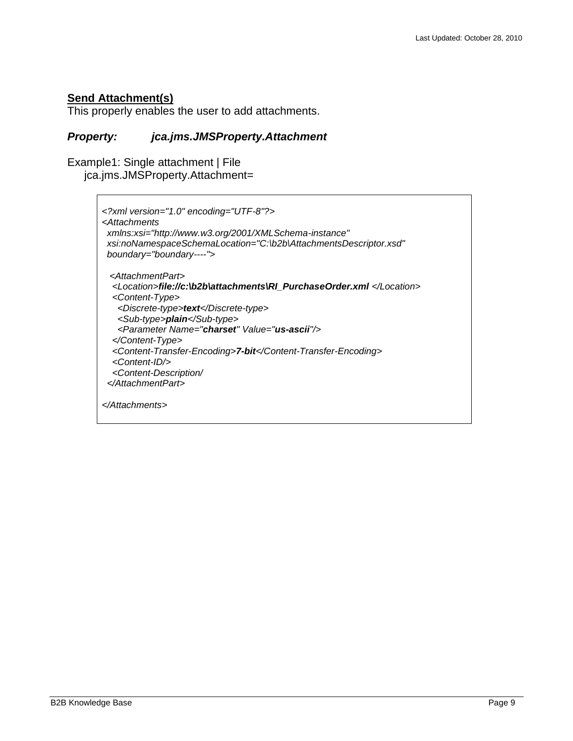**Send Attachment(s)**

This properly enables the user to add attachments.

***Property:*** ***jca.jms.JMSProperty.Attachment***

Example1: Single attachment | File

jca.jms.JMSProperty.Attachment=

```
<?xml version="1.0" encoding="UTF-8"?>
<Attachments
  xmlns:xsi="http://www.w3.org/2001/XMLSchema-instance"
  xsi:noNamespaceSchemaLocation="C:\b2b\AttachmentsDescriptor.xsd"
  boundary="boundary---">

  <AttachmentPart>
   <Location>file://c:\b2b\attachments\RI_PurchaseOrder.xml </Location>
   <Content-Type>
     <Discrete-type>text</Discrete-type>
     <Sub-type>plain</Sub-type>
     <Parameter Name="charset" Value="us-ascii"/>
   </Content-Type>
   <Content-Transfer-Encoding>7-bit</Content-Transfer-Encoding>
   <Content-ID/>
   <Content-Description/
  </AttachmentPart>

</Attachments>
```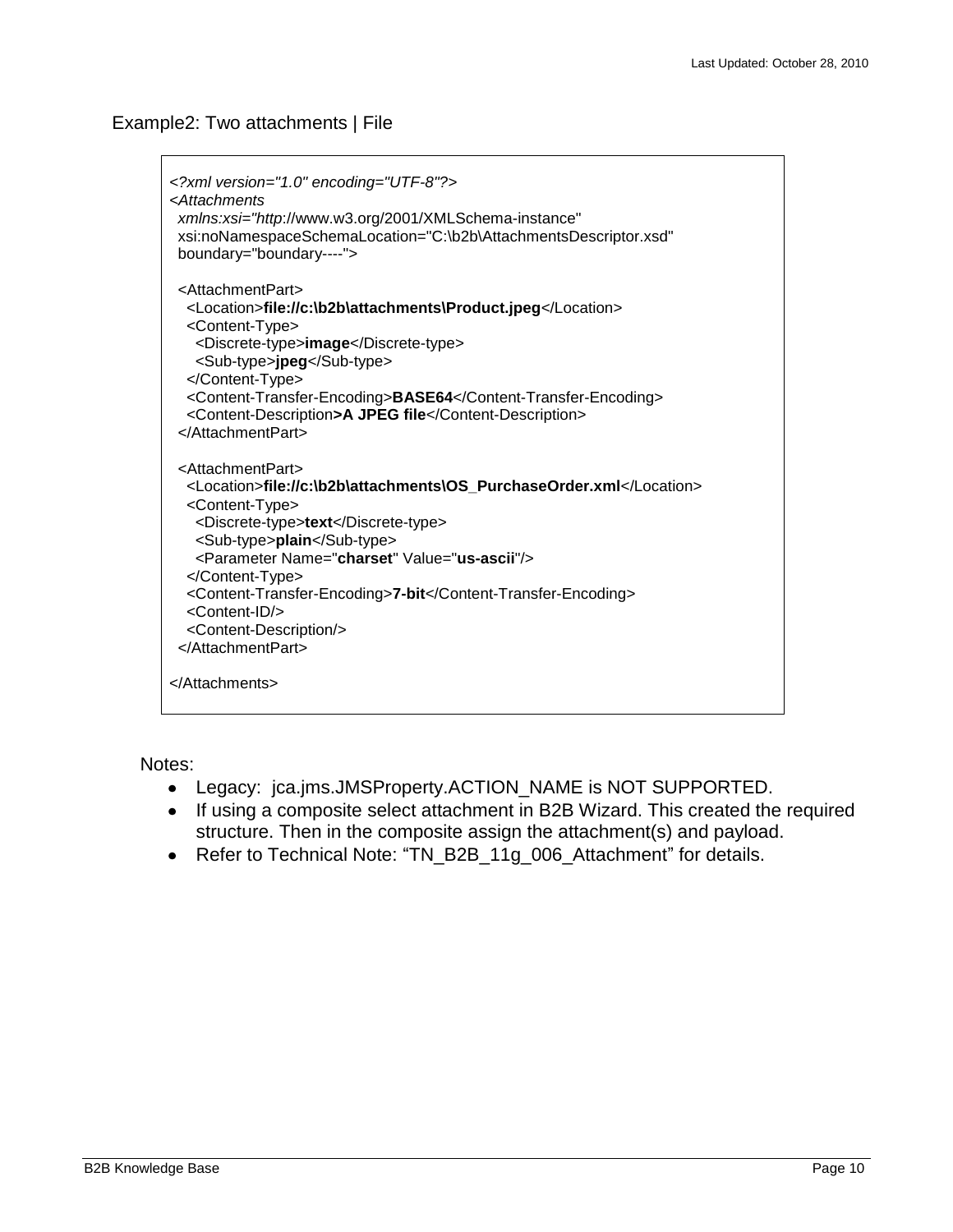Example2: Two attachments | File

```
<?xml version="1.0" encoding="UTF-8"?>
<Attachments
  xmlns:xsi="http://www.w3.org/2001/XMLSchema-instance"
  xsi:noNamespaceSchemaLocation="C:\b2b\AttachmentsDescriptor.xsd"
  boundary="boundary---">

  <AttachmentPart>
    <Location>file://c:\b2b\attachments\Product.jpeg</Location>
    <Content-Type>
      <Discrete-type>image</Discrete-type>
      <Sub-type>jpeg</Sub-type>
    </Content-Type>
    <Content-Transfer-Encoding>BASE64</Content-Transfer-Encoding>
    <Content-Description>A JPEG file</Content-Description>
  </AttachmentPart>

  <AttachmentPart>
    <Location>file://c:\b2b\attachments\OS_PurchaseOrder.xml</Location>
    <Content-Type>
      <Discrete-type>text</Discrete-type>
      <Sub-type>plain</Sub-type>
      <Parameter Name="charset" Value="us-ascii"/>
    </Content-Type>
    <Content-Transfer-Encoding>7-bit</Content-Transfer-Encoding>
    <Content-ID/>
    <Content-Description/>
  </AttachmentPart>

</Attachments>
```

Notes:

- Legacy: jca.jms.JMSProperty.ACTION_NAME is NOT SUPPORTED.
- If using a composite select attachment in B2B Wizard. This created the required structure. Then in the composite assign the attachment(s) and payload.
- Refer to Technical Note: "TN_B2B_11g_006_Attachment" for details.